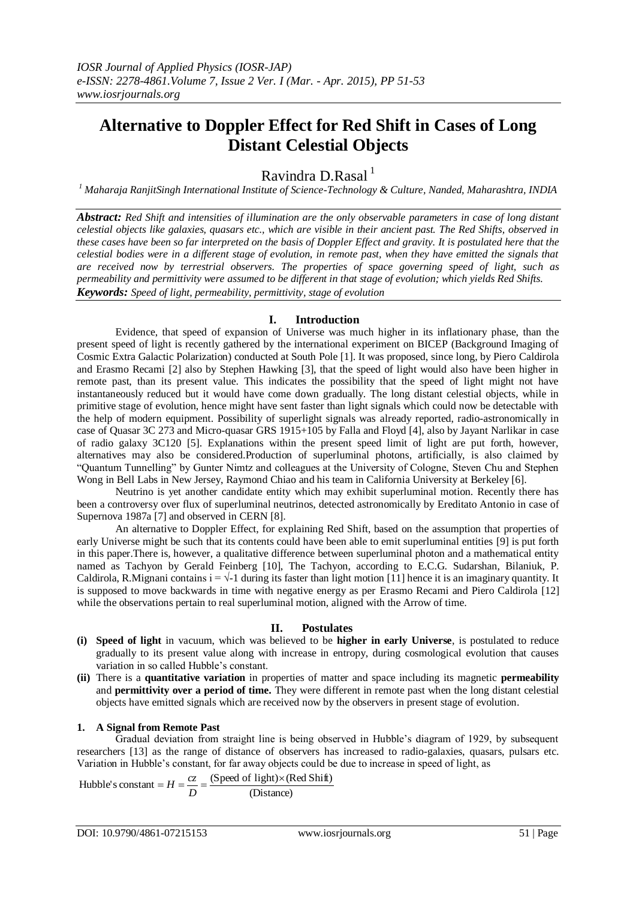# Alternative to Doppler Effect for Red Shift in Cases of Long Distant Celestial Objects

Ravindra D.Rasal [1]

[1] *Maharaja RanjitSingh International Institute of Science-Technology & Culture, Nanded, Maharashtra, INDIA*

***Abstract:*** *Red Shift and intensities of illumination are the only observable parameters in case of long distant celestial objects like galaxies, quasars etc., which are visible in their ancient past. The Red Shifts, observed in these cases have been so far interpreted on the basis of Doppler Effect and gravity. It is postulated here that the celestial bodies were in a different stage of evolution, in remote past, when they have emitted the signals that are received now by terrestrial observers. The properties of space governing speed of light, such as permeability and permittivity were assumed to be different in that stage of evolution; which yields Red Shifts.*

***Keywords:*** *Speed of light, permeability, permittivity, stage of evolution*

## I. Introduction

Evidence, that speed of expansion of Universe was much higher in its inflationary phase, than the present speed of light is recently gathered by the international experiment on BICEP (Background Imaging of Cosmic Extra Galactic Polarization) conducted at South Pole [1]. It was proposed, since long, by Piero Caldirola and Erasmo Recami [2] also by Stephen Hawking [3], that the speed of light would also have been higher in remote past, than its present value. This indicates the possibility that the speed of light might not have instantaneously reduced but it would have come down gradually. The long distant celestial objects, while in primitive stage of evolution, hence might have sent faster than light signals which could now be detectable with the help of modern equipment. Possibility of superlight signals was already reported, radio-astronomically in case of Quasar 3C 273 and Micro-quasar GRS 1915+105 by Falla and Floyd [4], also by Jayant Narlikar in case of radio galaxy 3C120 [5]. Explanations within the present speed limit of light are put forth, however, alternatives may also be considered.Production of superluminal photons, artificially, is also claimed by "Quantum Tunnelling" by Gunter Nimtz and colleagues at the University of Cologne, Steven Chu and Stephen Wong in Bell Labs in New Jersey, Raymond Chiao and his team in California University at Berkeley [6].

Neutrino is yet another candidate entity which may exhibit superluminal motion. Recently there has been a controversy over flux of superluminal neutrinos, detected astronomically by Ereditato Antonio in case of Supernova 1987a [7] and observed in CERN [8].

An alternative to Doppler Effect, for explaining Red Shift, based on the assumption that properties of early Universe might be such that its contents could have been able to emit superluminal entities [9] is put forth in this paper.There is, however, a qualitative difference between superluminal photon and a mathematical entity named as Tachyon by Gerald Feinberg [10], The Tachyon, according to E.C.G. Sudarshan, Bilaniuk, P. Caldirola, R.Mignani contains $i = \sqrt{-1}$ during its faster than light motion [11] hence it is an imaginary quantity. It is supposed to move backwards in time with negative energy as per Erasmo Recami and Piero Caldirola [12] while the observations pertain to real superluminal motion, aligned with the Arrow of time.

## II. Postulates

**(i) Speed of light** in vacuum, which was believed to be **higher in early Universe**, is postulated to reduce gradually to its present value along with increase in entropy, during cosmological evolution that causes variation in so called Hubble's constant.

**(ii)** There is a **quantitative variation** in properties of matter and space including its magnetic **permeability** and **permittivity over a period of time.** They were different in remote past when the long distant celestial objects have emitted signals which are received now by the observers in present stage of evolution.

### 1. A Signal from Remote Past

Gradual deviation from straight line is being observed in Hubble's diagram of 1929, by subsequent researchers [13] as the range of distance of observers has increased to radio-galaxies, quasars, pulsars etc. Variation in Hubble's constant, for far away objects could be due to increase in speed of light, as

$$\text{Hubble's constant} = H = \frac{cz}{D} = \frac{(\text{Speed of light}) \times (\text{Red Shift})}{(\text{Distance})}$$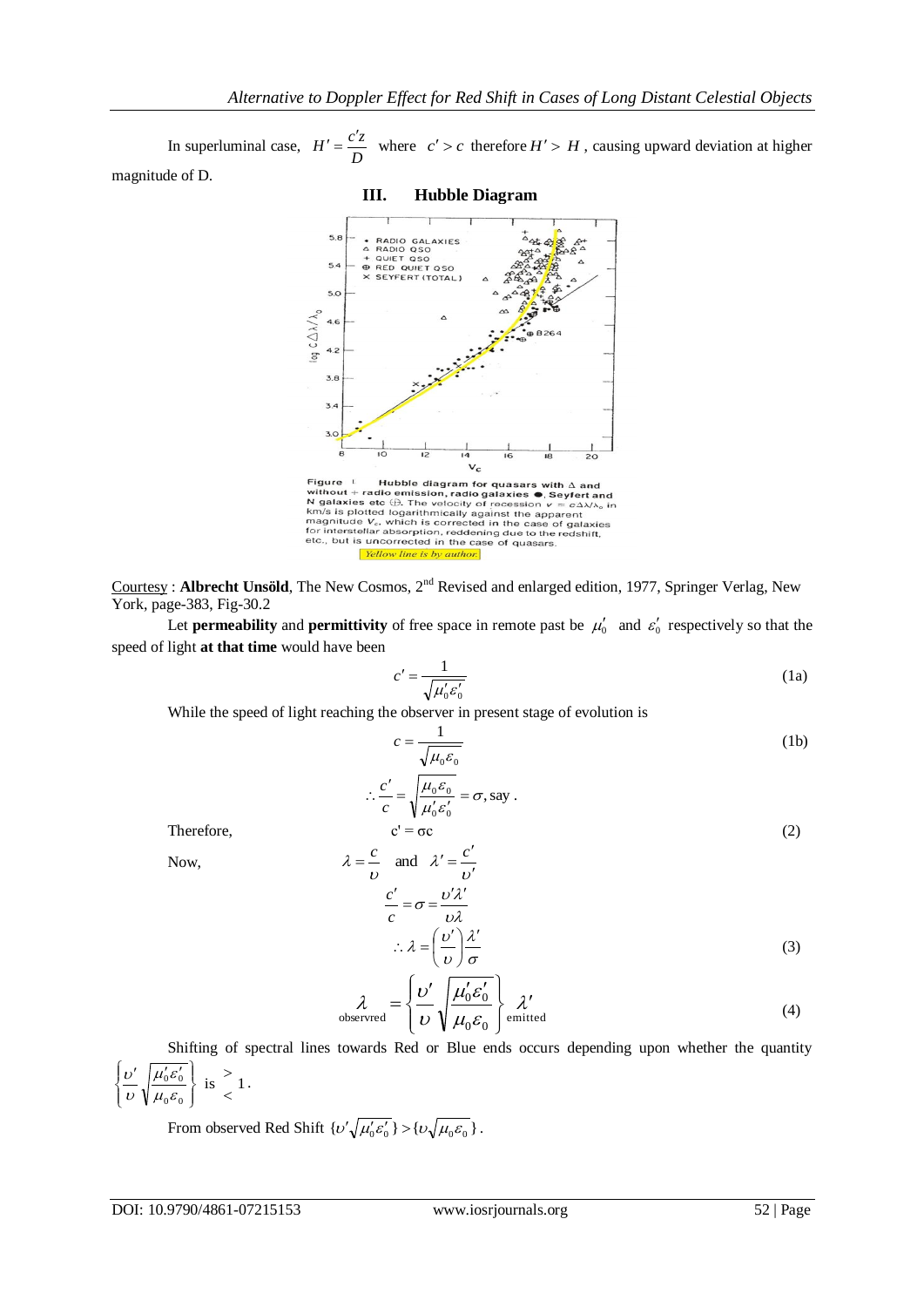In superluminal case, $H' = \frac{c'z}{D}$ where $c' > c$ therefore $H' > H$, causing upward deviation at higher magnitude of D.

## III. Hubble Diagram

Figure 1 Hubble diagram for quasars with Δ and without + radio emission, radio galaxies ●, Seyfert and N galaxies etc ⊕. The velocity of recession $v = c\Delta\lambda/\lambda_0$ in km/s is plotted logarithmically against the apparent magnitude $V_c$, which is corrected in the case of galaxies for interstellar absorption, reddening due to the redshift, etc., but is uncorrected in the case of quasars.

*Yellow line is by author.*

Courtesy : **Albrecht Unsöld**, The New Cosmos, 2nd Revised and enlarged edition, 1977, Springer Verlag, New York, page-383, Fig-30.2

Let **permeability** and **permittivity** of free space in remote past be $\mu_0'$ and $\varepsilon_0'$ respectively so that the speed of light **at that time** would have been

$$c' = \frac{1}{\sqrt{\mu_0' \varepsilon_0'}} \tag{1a}$$

While the speed of light reaching the observer in present stage of evolution is

$$c = \frac{1}{\sqrt{\mu_0 \varepsilon_0}} \tag{1b}$$

$$\therefore \frac{c'}{c} = \sqrt{\frac{\mu_0 \varepsilon_0}{\mu_0' \varepsilon_0'}} = \sigma, \text{say} .$$

Therefore,

$$c' = \sigma c \tag{2}$$

Now,

$$\lambda = \frac{c}{\upsilon} \quad \text{and} \quad \lambda' = \frac{c'}{\upsilon'}$$

$$\frac{c'}{c} = \sigma = \frac{\upsilon' \lambda'}{\upsilon \lambda}$$

$$\therefore \lambda = \left(\frac{\upsilon'}{\upsilon}\right) \frac{\lambda'}{\sigma} \tag{3}$$

$$\lambda_{\text{observvred}} = \left\{ \frac{\upsilon'}{\upsilon} \sqrt{\frac{\mu_0' \varepsilon_0'}{\mu_0 \varepsilon_0}} \right\} \lambda'_{\text{emitted}} \tag{4}$$

Shifting of spectral lines towards Red or Blue ends occurs depending upon whether the quantity $\left\{ \frac{\upsilon'}{\upsilon} \sqrt{\frac{\mu_0' \varepsilon_0'}{\mu_0 \varepsilon_0}} \right\}$ is $\gtrless 1$.

From observed Red Shift $\{\upsilon' \sqrt{\mu_0' \varepsilon_0'}\} > \{\upsilon \sqrt{\mu_0 \varepsilon_0}\}$.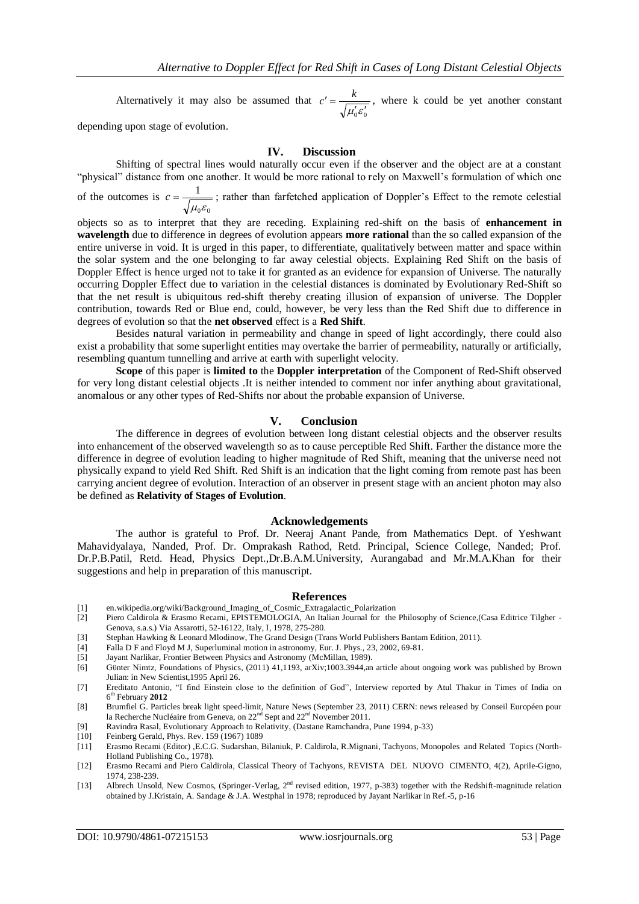Alternatively it may also be assumed that $c' = \frac{k}{\sqrt{\mu_0' \varepsilon_0'}}$, where k could be yet another constant depending upon stage of evolution.

## IV. Discussion

Shifting of spectral lines would naturally occur even if the observer and the object are at a constant "physical" distance from one another. It would be more rational to rely on Maxwell's formulation of which one of the outcomes is $c = \frac{1}{\sqrt{\mu_0 \varepsilon_0}}$; rather than farfetched application of Doppler's Effect to the remote celestial objects so as to interpret that they are receding. Explaining red-shift on the basis of **enhancement in wavelength** due to difference in degrees of evolution appears **more rational** than the so called expansion of the entire universe in void. It is urged in this paper, to differentiate, qualitatively between matter and space within the solar system and the one belonging to far away celestial objects. Explaining Red Shift on the basis of Doppler Effect is hence urged not to take it for granted as an evidence for expansion of Universe. The naturally occurring Doppler Effect due to variation in the celestial distances is dominated by Evolutionary Red-Shift so that the net result is ubiquitous red-shift thereby creating illusion of expansion of universe. The Doppler contribution, towards Red or Blue end, could, however, be very less than the Red Shift due to difference in degrees of evolution so that the **net observed** effect is a **Red Shift**.

Besides natural variation in permeability and change in speed of light accordingly, there could also exist a probability that some superlight entities may overtake the barrier of permeability, naturally or artificially, resembling quantum tunnelling and arrive at earth with superlight velocity.

**Scope** of this paper is **limited to** the **Doppler interpretation** of the Component of Red-Shift observed for very long distant celestial objects .It is neither intended to comment nor infer anything about gravitational, anomalous or any other types of Red-Shifts nor about the probable expansion of Universe.

## V. Conclusion

The difference in degrees of evolution between long distant celestial objects and the observer results into enhancement of the observed wavelength so as to cause perceptible Red Shift. Farther the distance more the difference in degree of evolution leading to higher magnitude of Red Shift, meaning that the universe need not physically expand to yield Red Shift. Red Shift is an indication that the light coming from remote past has been carrying ancient degree of evolution. Interaction of an observer in present stage with an ancient photon may also be defined as **Relativity of Stages of Evolution**.

## Acknowledgements

The author is grateful to Prof. Dr. Neeraj Anant Pande, from Mathematics Dept. of Yeshwant Mahavidyalaya, Nanded, Prof. Dr. Omprakash Rathod, Retd. Principal, Science College, Nanded; Prof. Dr.P.B.Patil, Retd. Head, Physics Dept.,Dr.B.A.M.University, Aurangabad and Mr.M.A.Khan for their suggestions and help in preparation of this manuscript.

## References

[1] en.wikipedia.org/wiki/Background_Imaging_of_Cosmic_Extragalactic_Polarization

[2] Piero Caldirola & Erasmo Recami, EPISTEMOLOGIA, An Italian Journal for the Philosophy of Science,(Casa Editrice Tilgher - Genova, s.a.s.) Via Assarotti, 52-16122, Italy, I, 1978, 275-280.

[3] Stephan Hawking & Leonard Mlodinow, The Grand Design (Trans World Publishers Bantam Edition, 2011).

[4] Falla D F and Floyd M J, Superluminal motion in astronomy, Eur. J. Phys., 23, 2002, 69-81.

[5] Jayant Narlikar, Frontier Between Physics and Astronomy (McMillan, 1989).

[6] Günter Nimtz, Foundations of Physics, (2011) 41,1193, arXiv;1003.3944,an article about ongoing work was published by Brown Julian: in New Scientist,1995 April 26.

[7] Ereditato Antonio, "I find Einstein close to the definition of God", Interview reported by Atul Thakur in Times of India on 6th February **2012**

[8] Brumfiel G. Particles break light speed-limit, Nature News (September 23, 2011) CERN: news released by Conseil Européen pour la Recherche Nucléaire from Geneva, on 22nd Sept and 22nd November 2011.

[9] Ravindra Rasal, Evolutionary Approach to Relativity, (Dastane Ramchandra, Pune 1994, p-33)

[10] Feinberg Gerald, Phys. Rev. 159 (1967) 1089

[11] Erasmo Recami (Editor) ,E.C.G. Sudarshan, Bilaniuk, P. Caldirola, R.Mignani, Tachyons, Monopoles and Related Topics (North-Holland Publishing Co., 1978).

[12] Erasmo Recami and Piero Caldirola, Classical Theory of Tachyons, REVISTA DEL NUOVO CIMENTO, 4(2), Aprile-Gigno, 1974, 238-239.

[13] Albrech Unsold, New Cosmos, (Springer-Verlag, 2nd revised edition, 1977, p-383) together with the Redshift-magnitude relation obtained by J.Kristain, A. Sandage & J.A. Westphal in 1978; reproduced by Jayant Narlikar in Ref.-5, p-16